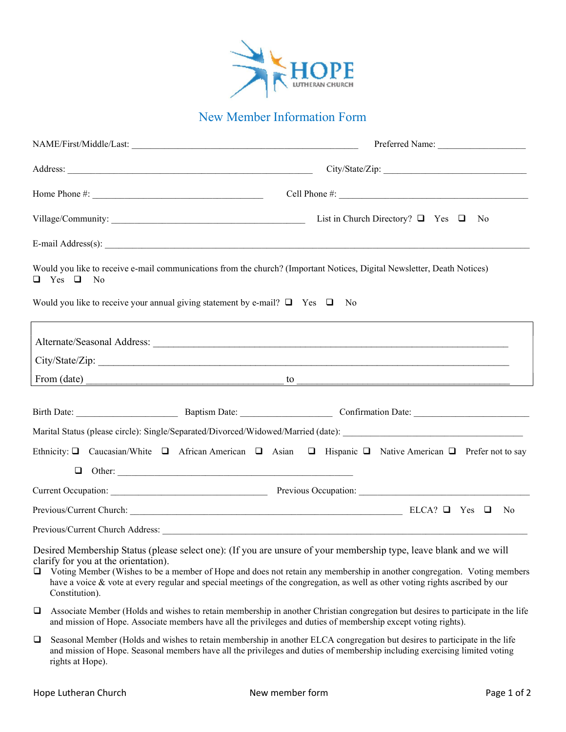HOPE
LUTHERAN CHURCH

# New Member Information Form

NAME/First/Middle/Last: ____________________ Preferred Name: ____________________

Address: ____________________ City/State/Zip: ____________________

Home Phone #: ____________________ Cell Phone #: ____________________

Village/Community: ____________________ List in Church Directory? ☐ Yes ☐ No

E-mail Address(s): ____________________

Would you like to receive e-mail communications from the church? (Important Notices, Digital Newsletter, Death Notices)
☐ Yes ☐ No

Would you like to receive your annual giving statement by e-mail? ☐ Yes ☐ No

Alternate/Seasonal Address: ____________________
City/State/Zip: ____________________
From (date) ____________________ to ____________________

Birth Date: ____________________ Baptism Date: ____________________ Confirmation Date: ____________________

Marital Status (please circle): Single/Separated/Divorced/Widowed/Married (date): ____________________

Ethnicity: ☐ Caucasian/White ☐ African American ☐ Asian ☐ Hispanic ☐ Native American ☐ Prefer not to say

☐ Other: ____________________

Current Occupation: ____________________ Previous Occupation: ____________________

Previous/Current Church: ____________________ ELCA? ☐ Yes ☐ No

Previous/Current Church Address: ____________________

Desired Membership Status (please select one): (If you are unsure of your membership type, leave blank and we will clarify for you at the orientation).

- ☐ Voting Member (Wishes to be a member of Hope and does not retain any membership in another congregation. Voting members have a voice & vote at every regular and special meetings of the congregation, as well as other voting rights ascribed by our Constitution).
- ☐ Associate Member (Holds and wishes to retain membership in another Christian congregation but desires to participate in the life and mission of Hope. Associate members have all the privileges and duties of membership except voting rights).
- ☐ Seasonal Member (Holds and wishes to retain membership in another ELCA congregation but desires to participate in the life and mission of Hope. Seasonal members have all the privileges and duties of membership including exercising limited voting rights at Hope).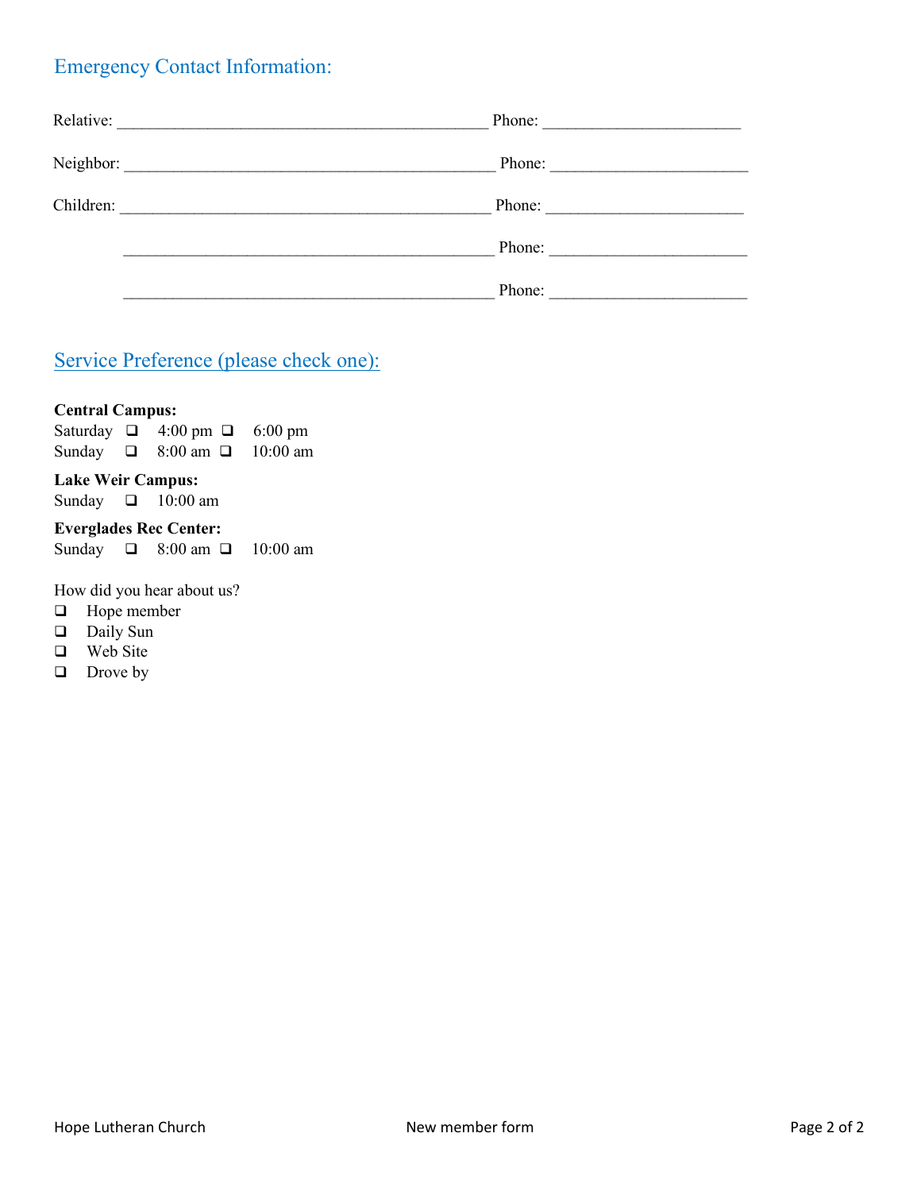## Emergency Contact Information:

Relative: _____________________________________________ Phone: _______________________

Neighbor: _____________________________________________ Phone: _______________________

Children: _____________________________________________ Phone: _______________________

_____________________________________________ Phone: _______________________

_____________________________________________ Phone: _______________________

## Service Preference (please check one):

**Central Campus:**
Saturday ❑ 4:00 pm ❑ 6:00 pm
Sunday ❑ 8:00 am ❑ 10:00 am

**Lake Weir Campus:**
Sunday ❑ 10:00 am

**Everglades Rec Center:**
Sunday ❑ 8:00 am ❑ 10:00 am

How did you hear about us?

- ❑ Hope member
- ❑ Daily Sun
- ❑ Web Site
- ❑ Drove by